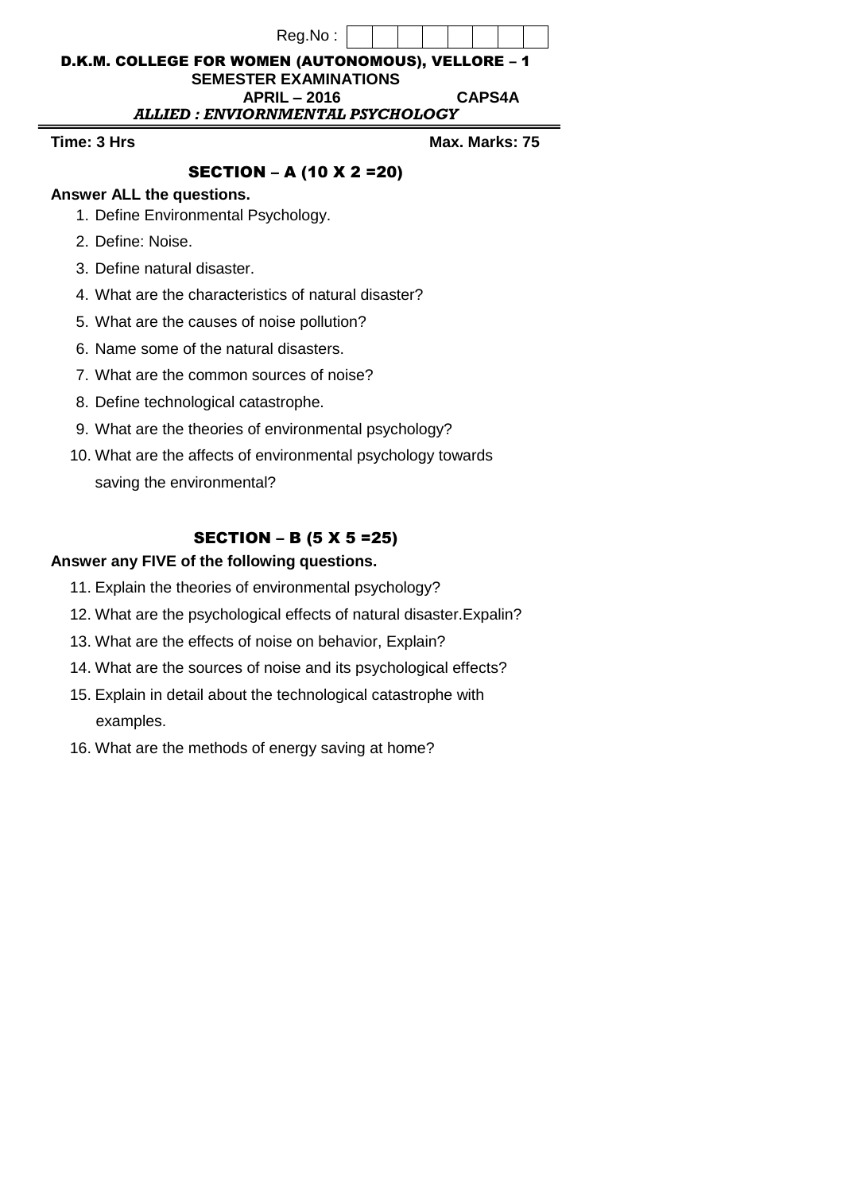Reg.No :

**D.K.M. COLLEGE FOR WOMEN (AUTONOMOUS), VELLORE – 1**

**SEMESTER EXAMINATIONS**

**APRIL – 2016** **CAPS4A**

***ALLIED : ENVIORNMENTAL PSYCHOLOGY***

**Time: 3 Hrs** **Max. Marks: 75**

## SECTION – A (10 X 2 =20)

**Answer ALL the questions.**

1. Define Environmental Psychology.
2. Define: Noise.
3. Define natural disaster.
4. What are the characteristics of natural disaster?
5. What are the causes of noise pollution?
6. Name some of the natural disasters.
7. What are the common sources of noise?
8. Define technological catastrophe.
9. What are the theories of environmental psychology?
10. What are the affects of environmental psychology towards saving the environmental?

## SECTION – B (5 X 5 =25)

**Answer any FIVE of the following questions.**

11. Explain the theories of environmental psychology?
12. What are the psychological effects of natural disaster.Expalin?
13. What are the effects of noise on behavior, Explain?
14. What are the sources of noise and its psychological effects?
15. Explain in detail about the technological catastrophe with examples.
16. What are the methods of energy saving at home?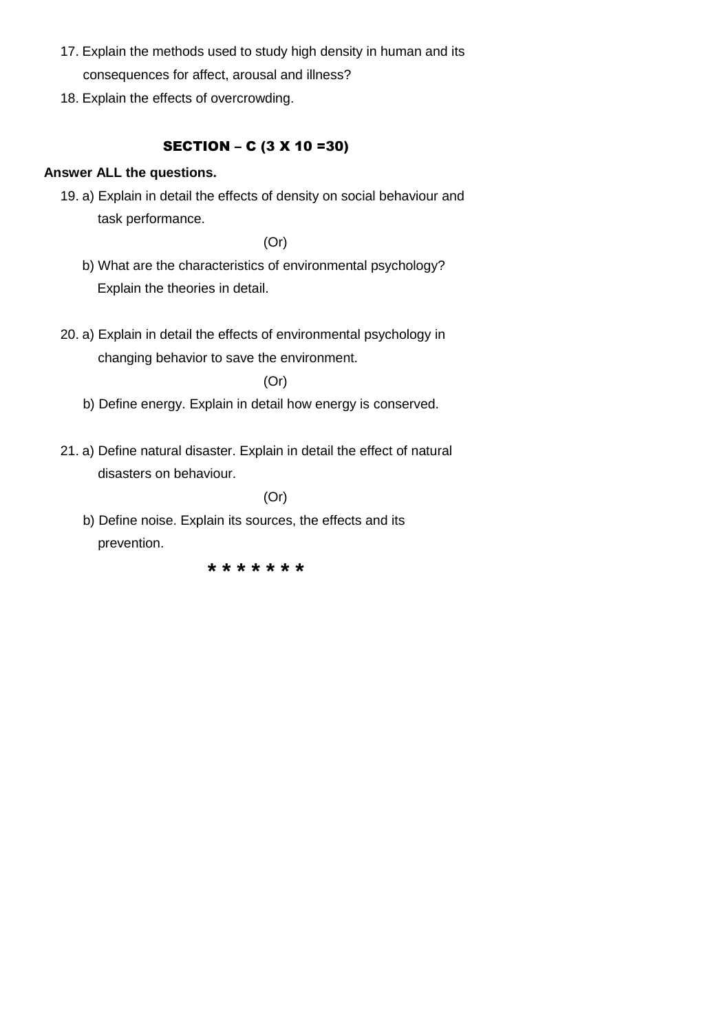17. Explain the methods used to study high density in human and its consequences for affect, arousal and illness?
18. Explain the effects of overcrowding.

## SECTION – C (3 X 10 =30)

**Answer ALL the questions.**

19. a) Explain in detail the effects of density on social behaviour and task performance.

(Or)

b) What are the characteristics of environmental psychology? Explain the theories in detail.

20. a) Explain in detail the effects of environmental psychology in changing behavior to save the environment.

(Or)

b) Define energy. Explain in detail how energy is conserved.

21. a) Define natural disaster. Explain in detail the effect of natural disasters on behaviour.

(Or)

b) Define noise. Explain its sources, the effects and its prevention.

* * * * * * *